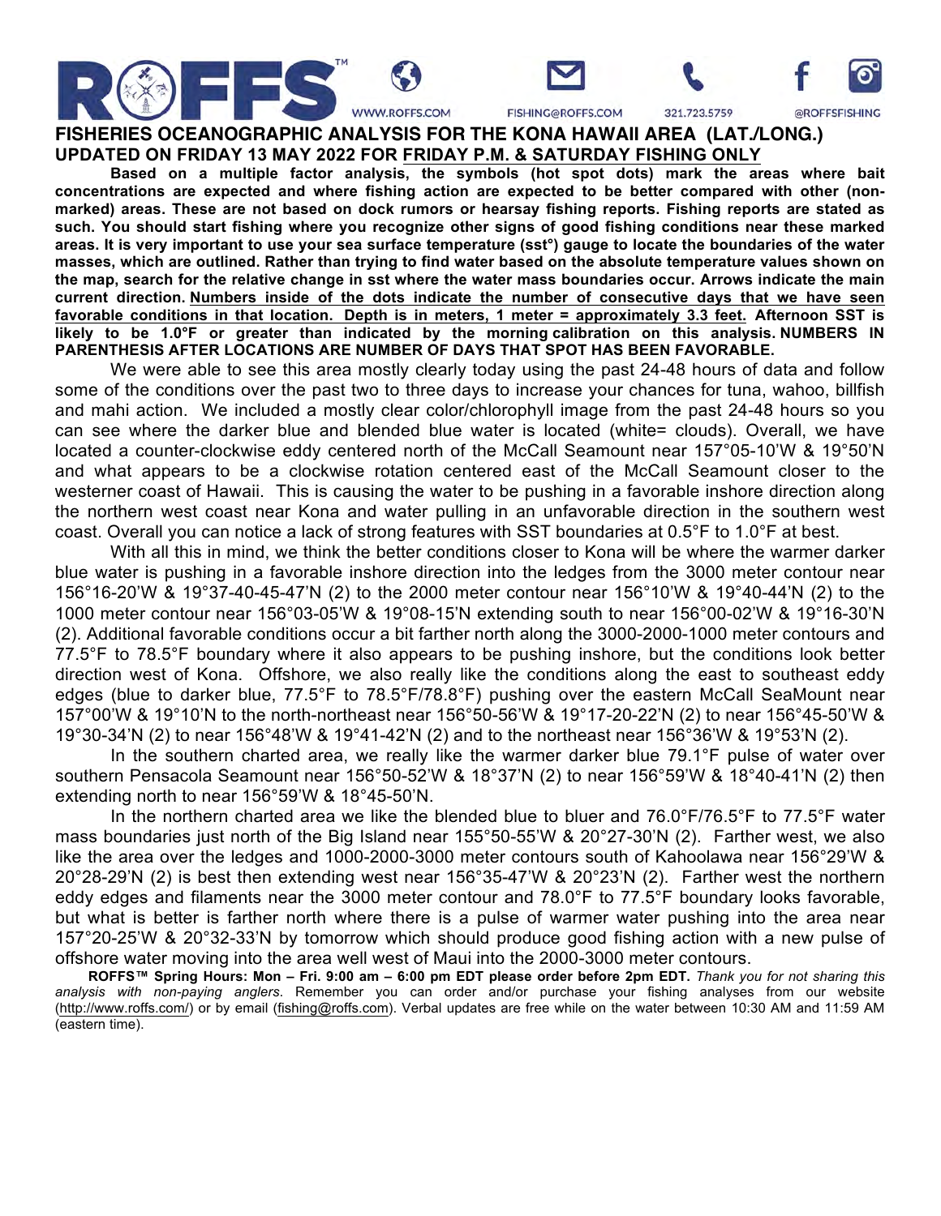ROFFS™ WWW.ROFFS.COM FISHING@ROFFS.COM 321.723.5759 @ROFFSFISHING

## FISHERIES OCEANOGRAPHIC ANALYSIS FOR THE KONA HAWAII AREA (LAT./LONG.)

**UPDATED ON FRIDAY 13 MAY 2022 FOR FRIDAY P.M. & SATURDAY FISHING ONLY**

**Based on a multiple factor analysis, the symbols (hot spot dots) mark the areas where bait concentrations are expected and where fishing action are expected to be better compared with other (non-marked) areas. These are not based on dock rumors or hearsay fishing reports. Fishing reports are stated as such. You should start fishing where you recognize other signs of good fishing conditions near these marked areas. It is very important to use your sea surface temperature (sst°) gauge to locate the boundaries of the water masses, which are outlined. Rather than trying to find water based on the absolute temperature values shown on the map, search for the relative change in sst where the water mass boundaries occur. Arrows indicate the main current direction. Numbers inside of the dots indicate the number of consecutive days that we have seen favorable conditions in that location. Depth is in meters, 1 meter = approximately 3.3 feet. Afternoon SST is likely to be 1.0°F or greater than indicated by the morning calibration on this analysis. NUMBERS IN PARENTHESIS AFTER LOCATIONS ARE NUMBER OF DAYS THAT SPOT HAS BEEN FAVORABLE.**

We were able to see this area mostly clearly today using the past 24-48 hours of data and follow some of the conditions over the past two to three days to increase your chances for tuna, wahoo, billfish and mahi action. We included a mostly clear color/chlorophyll image from the past 24-48 hours so you can see where the darker blue and blended blue water is located (white= clouds). Overall, we have located a counter-clockwise eddy centered north of the McCall Seamount near 157°05-10'W & 19°50'N and what appears to be a clockwise rotation centered east of the McCall Seamount closer to the westerner coast of Hawaii. This is causing the water to be pushing in a favorable inshore direction along the northern west coast near Kona and water pulling in an unfavorable direction in the southern west coast. Overall you can notice a lack of strong features with SST boundaries at 0.5°F to 1.0°F at best.

With all this in mind, we think the better conditions closer to Kona will be where the warmer darker blue water is pushing in a favorable inshore direction into the ledges from the 3000 meter contour near 156°16-20'W & 19°37-40-45-47'N (2) to the 2000 meter contour near 156°10'W & 19°40-44'N (2) to the 1000 meter contour near 156°03-05'W & 19°08-15'N extending south to near 156°00-02'W & 19°16-30'N (2). Additional favorable conditions occur a bit farther north along the 3000-2000-1000 meter contours and 77.5°F to 78.5°F boundary where it also appears to be pushing inshore, but the conditions look better direction west of Kona. Offshore, we also really like the conditions along the east to southeast eddy edges (blue to darker blue, 77.5°F to 78.5°F/78.8°F) pushing over the eastern McCall SeaMount near 157°00'W & 19°10'N to the north-northeast near 156°50-56'W & 19°17-20-22'N (2) to near 156°45-50'W & 19°30-34'N (2) to near 156°48'W & 19°41-42'N (2) and to the northeast near 156°36'W & 19°53'N (2).

In the southern charted area, we really like the warmer darker blue 79.1°F pulse of water over southern Pensacola Seamount near 156°50-52'W & 18°37'N (2) to near 156°59'W & 18°40-41'N (2) then extending north to near 156°59'W & 18°45-50'N.

In the northern charted area we like the blended blue to bluer and 76.0°F/76.5°F to 77.5°F water mass boundaries just north of the Big Island near 155°50-55'W & 20°27-30'N (2). Farther west, we also like the area over the ledges and 1000-2000-3000 meter contours south of Kahoolawa near 156°29'W & 20°28-29'N (2) is best then extending west near 156°35-47'W & 20°23'N (2). Farther west the northern eddy edges and filaments near the 3000 meter contour and 78.0°F to 77.5°F boundary looks favorable, but what is better is farther north where there is a pulse of warmer water pushing into the area near 157°20-25'W & 20°32-33'N by tomorrow which should produce good fishing action with a new pulse of offshore water moving into the area well west of Maui into the 2000-3000 meter contours.

**ROFFS™ Spring Hours: Mon – Fri. 9:00 am – 6:00 pm EDT please order before 2pm EDT.** *Thank you for not sharing this analysis with non-paying anglers*. Remember you can order and/or purchase your fishing analyses from our website (http://www.roffs.com/) or by email (fishing@roffs.com). Verbal updates are free while on the water between 10:30 AM and 11:59 AM (eastern time).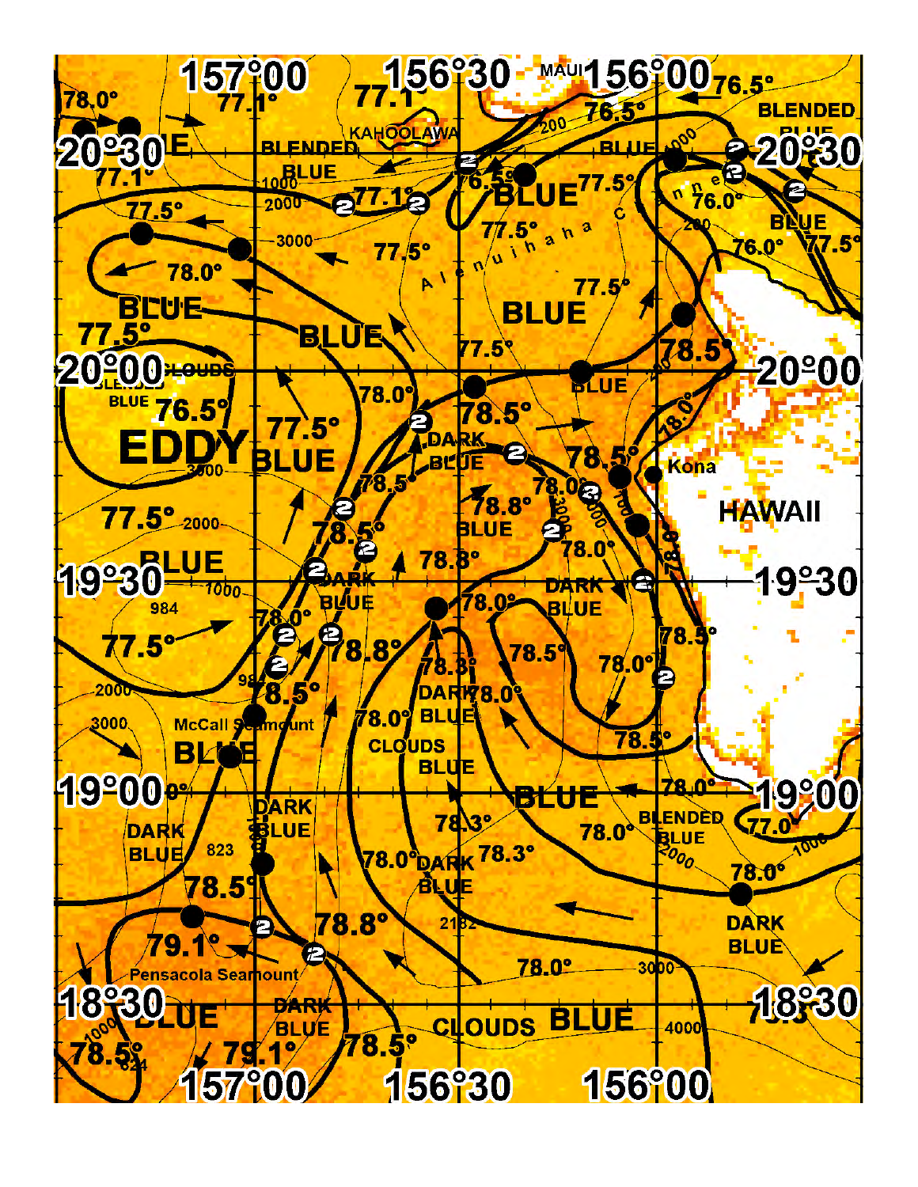157°00 156°30 MAUI 156°00

78.0° 77.1° 77.1° 76.5° 76.5°

BLENDED BLUE

KAHOOLAWA

20°30 20°30

BLENDED BLUE

77.1° 200 BLUE

1000 76.5° BLUE 77.5° 4000

77.5° 2000 77.1° 76.0°

77.5° Alenuihaha Channel 200 BLUE

3000 77.5° 76.0° 77.5°

78.0°

BLUE 77.5°

77.5° BLUE BLUE

77.5° 78.5°

20°00 CLOUDS BLENDED BLUE 78.0° BLUE 20°00

76.5° 78.5° 78.0°

EDDY 77.5° DARK BLUE

BLUE 78.5° Kona

3000 78.5° 78.0° 3000

77.5° 2000 78.5° 78.8° BLUE 1000 HAWAII

BLUE 78.0° 78.0°

19°30 1000 DARK BLUE 78.8° DARK BLUE 19°30

984 78.0° 78.0°

77.5° 78.8° 78.5° 78.5°

2000 98 78.5° 78.3° 78.0°

3000 McCall Seamount DARK BLUE 78.0° 78.0° BLUE

BLUE CLOUDS BLUE 78.5°

19°00 BLUE 78.0° 19°00

DARK BLUE DARK BLUE 78.3° BLENDED BLUE 77.0°

823 78.0° 78.3° 2000 1000

78.5° 78.0° DARK BLUE 78.0°

79.1° 78.8° 2182 DARK BLUE

Pensacola Seamount 78.0° 3000

18°30 BLUE DARK BLUE CLOUDS BLUE 4000 18°30

78.5° 624 79.1° 78.5°

157°00 156°30 156°00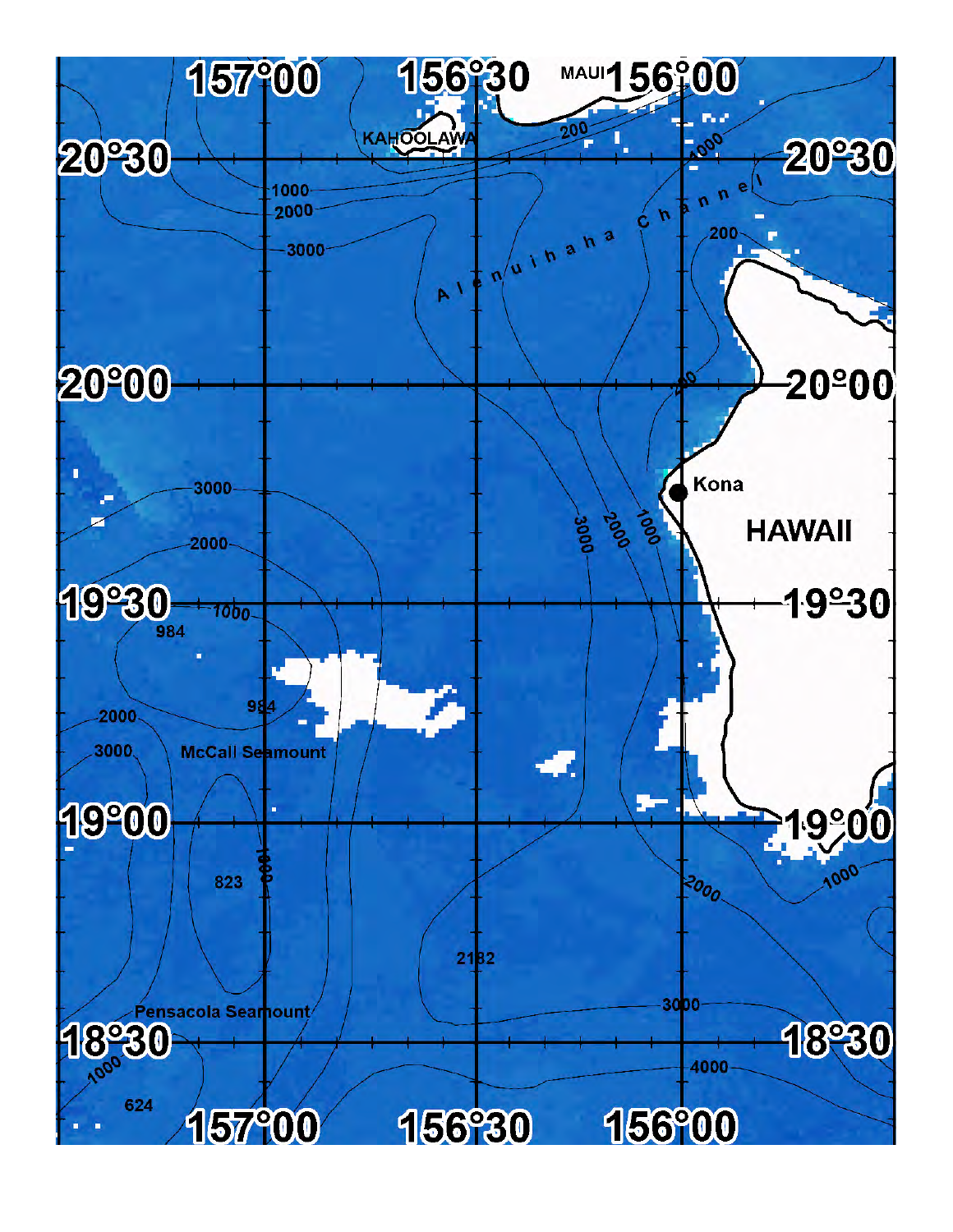157°00
156°30
MAUI
156°00
KAHOOLAWA
200
4000
20°30
20°30
1000
2000
3000
Alenuihaha Channel
200
20°00
200
20°00
Kona
3000
2000
HAWAII
3000
2000
1000
19°30
1000
19°30
984
984
2000
3000
McCall Seamount
19°00
19°00
823
1000
2000
1000
2182
Pensacola Seamount
3000
18°30
18°30
1000
4000
624
157°00
156°30
156°00